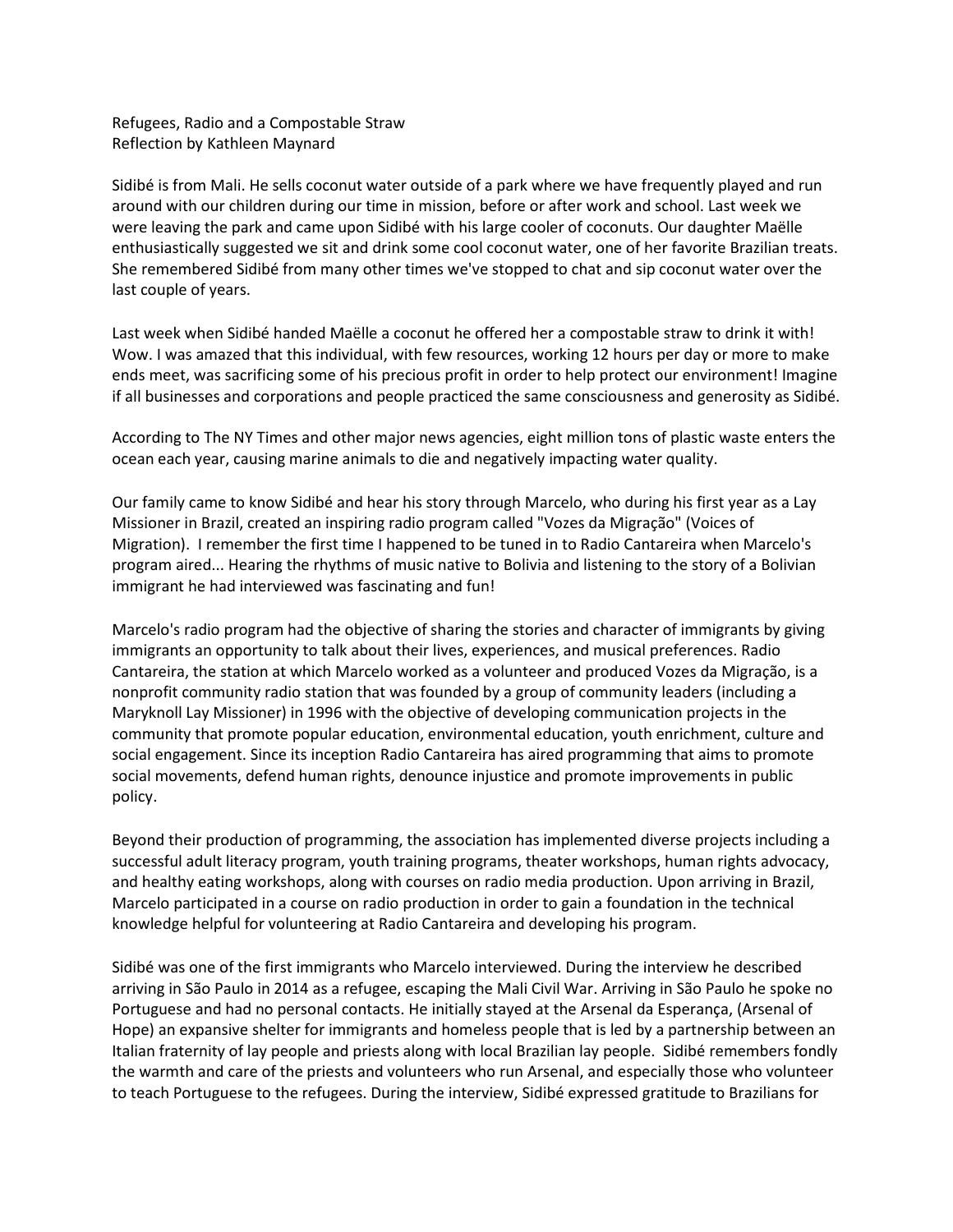Refugees, Radio and a Compostable Straw
Reflection by Kathleen Maynard

Sidibé is from Mali. He sells coconut water outside of a park where we have frequently played and run around with our children during our time in mission, before or after work and school. Last week we were leaving the park and came upon Sidibé with his large cooler of coconuts. Our daughter Maëlle enthusiastically suggested we sit and drink some cool coconut water, one of her favorite Brazilian treats. She remembered Sidibé from many other times we've stopped to chat and sip coconut water over the last couple of years.

Last week when Sidibé handed Maëlle a coconut he offered her a compostable straw to drink it with! Wow. I was amazed that this individual, with few resources, working 12 hours per day or more to make ends meet, was sacrificing some of his precious profit in order to help protect our environment! Imagine if all businesses and corporations and people practiced the same consciousness and generosity as Sidibé.

According to The NY Times and other major news agencies, eight million tons of plastic waste enters the ocean each year, causing marine animals to die and negatively impacting water quality.

Our family came to know Sidibé and hear his story through Marcelo, who during his first year as a Lay Missioner in Brazil, created an inspiring radio program called "Vozes da Migração" (Voices of Migration). I remember the first time I happened to be tuned in to Radio Cantareira when Marcelo's program aired... Hearing the rhythms of music native to Bolivia and listening to the story of a Bolivian immigrant he had interviewed was fascinating and fun!

Marcelo's radio program had the objective of sharing the stories and character of immigrants by giving immigrants an opportunity to talk about their lives, experiences, and musical preferences. Radio Cantareira, the station at which Marcelo worked as a volunteer and produced Vozes da Migração, is a nonprofit community radio station that was founded by a group of community leaders (including a Maryknoll Lay Missioner) in 1996 with the objective of developing communication projects in the community that promote popular education, environmental education, youth enrichment, culture and social engagement. Since its inception Radio Cantareira has aired programming that aims to promote social movements, defend human rights, denounce injustice and promote improvements in public policy.

Beyond their production of programming, the association has implemented diverse projects including a successful adult literacy program, youth training programs, theater workshops, human rights advocacy, and healthy eating workshops, along with courses on radio media production. Upon arriving in Brazil, Marcelo participated in a course on radio production in order to gain a foundation in the technical knowledge helpful for volunteering at Radio Cantareira and developing his program.

Sidibé was one of the first immigrants who Marcelo interviewed. During the interview he described arriving in São Paulo in 2014 as a refugee, escaping the Mali Civil War. Arriving in São Paulo he spoke no Portuguese and had no personal contacts. He initially stayed at the Arsenal da Esperança, (Arsenal of Hope) an expansive shelter for immigrants and homeless people that is led by a partnership between an Italian fraternity of lay people and priests along with local Brazilian lay people. Sidibé remembers fondly the warmth and care of the priests and volunteers who run Arsenal, and especially those who volunteer to teach Portuguese to the refugees. During the interview, Sidibé expressed gratitude to Brazilians for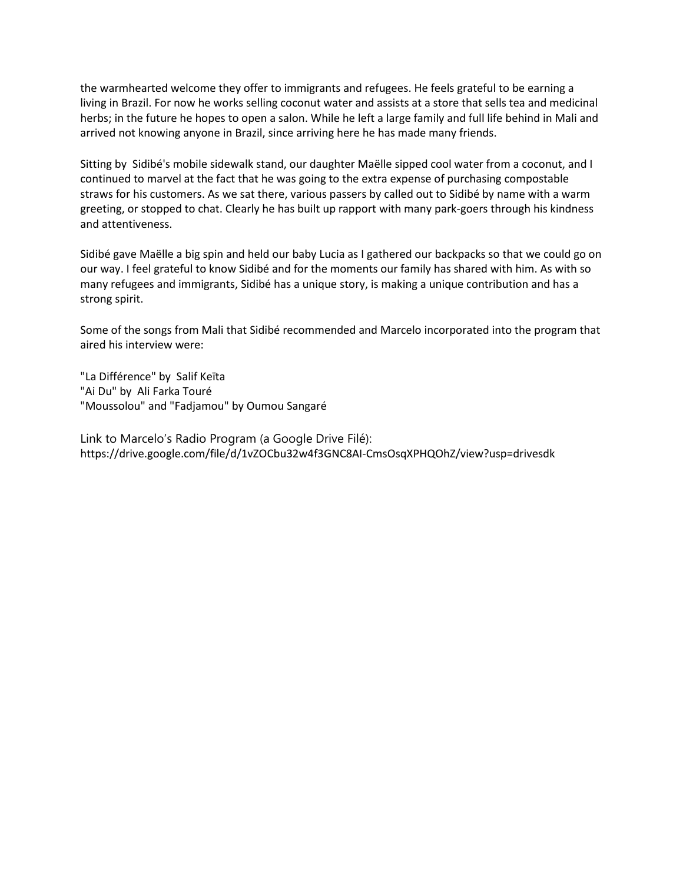the warmhearted welcome they offer to immigrants and refugees. He feels grateful to be earning a living in Brazil. For now he works selling coconut water and assists at a store that sells tea and medicinal herbs; in the future he hopes to open a salon. While he left a large family and full life behind in Mali and arrived not knowing anyone in Brazil, since arriving here he has made many friends.

Sitting by Sidibé's mobile sidewalk stand, our daughter Maëlle sipped cool water from a coconut, and I continued to marvel at the fact that he was going to the extra expense of purchasing compostable straws for his customers. As we sat there, various passers by called out to Sidibé by name with a warm greeting, or stopped to chat. Clearly he has built up rapport with many park-goers through his kindness and attentiveness.

Sidibé gave Maëlle a big spin and held our baby Lucia as I gathered our backpacks so that we could go on our way. I feel grateful to know Sidibé and for the moments our family has shared with him. As with so many refugees and immigrants, Sidibé has a unique story, is making a unique contribution and has a strong spirit.

Some of the songs from Mali that Sidibé recommended and Marcelo incorporated into the program that aired his interview were:

"La Différence" by Salif Keïta
"Ai Du" by Ali Farka Touré
"Moussolou" and "Fadjamou" by Oumou Sangaré

Link to Marcelo's Radio Program (a Google Drive Filé):
https://drive.google.com/file/d/1vZOCbu32w4f3GNC8AI-CmsOsqXPHQOhZ/view?usp=drivesdk